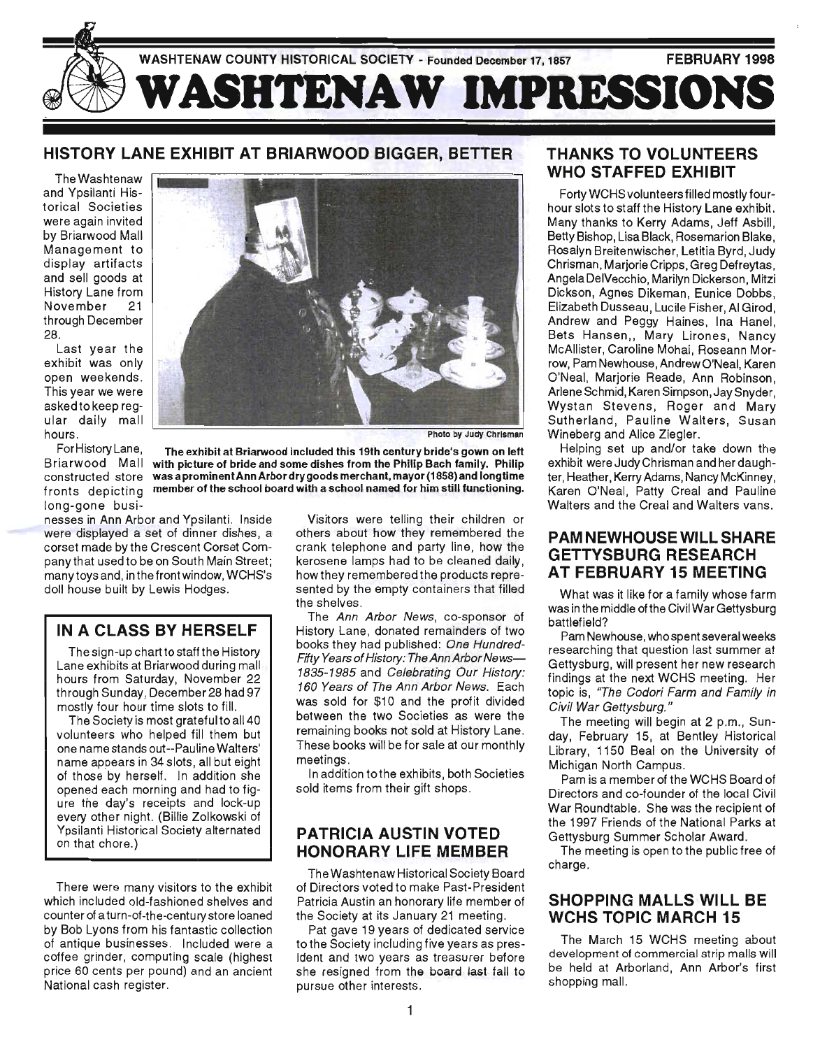WASHTENAW COUNTY HISTORICAL SOCIETY - Founded December 17, 1857 FEBRUARY 1998

# WASHTENAW IMPRESSIONS

## HISTORY LANE EXHIBIT AT BRIARWOOD BIGGER, BETTER

The Washtenaw and Ypsilanti Historical Societies were again invited by Briarwood Mall Management to display artifacts and sell goods at History Lane from November 21 through December 28.

Last year the exhibit was only open weekends. This year we were asked to keep regular daily mall hours.

Photo by Judy Chrisman

**The exhibit at Briarwood included this 19th century bride's gown on left with picture of bride and some dishes from the Philip Bach family. Philip was a prominent Ann Arbor dry goods merchant, mayor (1858) and longtime member of the school board with a school named for him still functioning.**

For History Lane, Briarwood Mall constructed store fronts depicting long-gone businesses in Ann Arbor and Ypsilanti. Inside were displayed a set of dinner dishes, a corset made by the Crescent Corset Company that used to be on South Main Street; many toys and, in the front window, WCHS's doll house built by Lewis Hodges.

### IN A CLASS BY HERSELF

The sign-up chart to staff the History Lane exhibits at Briarwood during mall hours from Saturday, November 22 through Sunday, December 28 had 97 mostly four hour time slots to fill.

The Society is most grateful to all 40 volunteers who helped fill them but one name stands out--Pauline Walters' name appears in 34 slots, all but eight of those by herself. In addition she opened each morning and had to figure the day's receipts and lock-up every other night. (Billie Zolkowski of Ypsilanti Historical Society alternated on that chore.)

There were many visitors to the exhibit which included old-fashioned shelves and counter of a turn-of-the-century store loaned by Bob Lyons from his fantastic collection of antique businesses. Included were a coffee grinder, computing scale (highest price 60 cents per pound) and an ancient National cash register.

Visitors were telling their children or others about how they remembered the crank telephone and party line, how the kerosene lamps had to be cleaned daily, how they remembered the products represented by the empty containers that filled the shelves.

The *Ann Arbor News*, co-sponsor of History Lane, donated remainders of two books they had published: *One Hundred-Fifty Years of History: The Ann Arbor News—1835-1985* and *Celebrating Our History: 160 Years of The Ann Arbor News*. Each was sold for $10 and the profit divided between the two Societies as were the remaining books not sold at History Lane. These books will be for sale at our monthly meetings.

In addition to the exhibits, both Societies sold items from their gift shops.

## PATRICIA AUSTIN VOTED HONORARY LIFE MEMBER

The Washtenaw Historical Society Board of Directors voted to make Past-President Patricia Austin an honorary life member of the Society at its January 21 meeting.

Pat gave 19 years of dedicated service to the Society including five years as president and two years as treasurer before she resigned from the board last fall to pursue other interests.

## THANKS TO VOLUNTEERS WHO STAFFED EXHIBIT

Forty WCHS volunteers filled mostly four-hour slots to staff the History Lane exhibit. Many thanks to Kerry Adams, Jeff Asbill, Betty Bishop, Lisa Black, Rosemarion Blake, Rosalyn Breitenwischer, Letitia Byrd, Judy Chrisman, Marjorie Cripps, Greg Defreytas, Angela DelVecchio, Marilyn Dickerson, Mitzi Dickson, Agnes Dikeman, Eunice Dobbs, Elizabeth Dusseau, Lucile Fisher, Al Girod, Andrew and Peggy Haines, Ina Hanel, Bets Hansen,, Mary Lirones, Nancy McAllister, Caroline Mohai, Roseann Morrow, Pam Newhouse, Andrew O'Neal, Karen O'Neal, Marjorie Reade, Ann Robinson, Arlene Schmid, Karen Simpson, Jay Snyder, Wystan Stevens, Roger and Mary Sutherland, Pauline Walters, Susan Wineberg and Alice Ziegler.

Helping set up and/or take down the exhibit were Judy Chrisman and her daughter, Heather, Kerry Adams, Nancy McKinney, Karen O'Neal, Patty Creal and Pauline Walters and the Creal and Walters vans.

## PAM NEWHOUSE WILL SHARE GETTYSBURG RESEARCH AT FEBRUARY 15 MEETING

What was it like for a family whose farm was in the middle of the Civil War Gettysburg battlefield?

Pam Newhouse, who spent several weeks researching that question last summer at Gettysburg, will present her new research findings at the next WCHS meeting. Her topic is, *"The Codori Farm and Family in Civil War Gettysburg."*

The meeting will begin at 2 p.m., Sunday, February 15, at Bentley Historical Library, 1150 Beal on the University of Michigan North Campus.

Pam is a member of the WCHS Board of Directors and co-founder of the local Civil War Roundtable. She was the recipient of the 1997 Friends of the National Parks at Gettysburg Summer Scholar Award.

The meeting is open to the public free of charge.

## SHOPPING MALLS WILL BE WCHS TOPIC MARCH 15

The March 15 WCHS meeting about development of commercial strip malls will be held at Arborland, Ann Arbor's first shopping mall.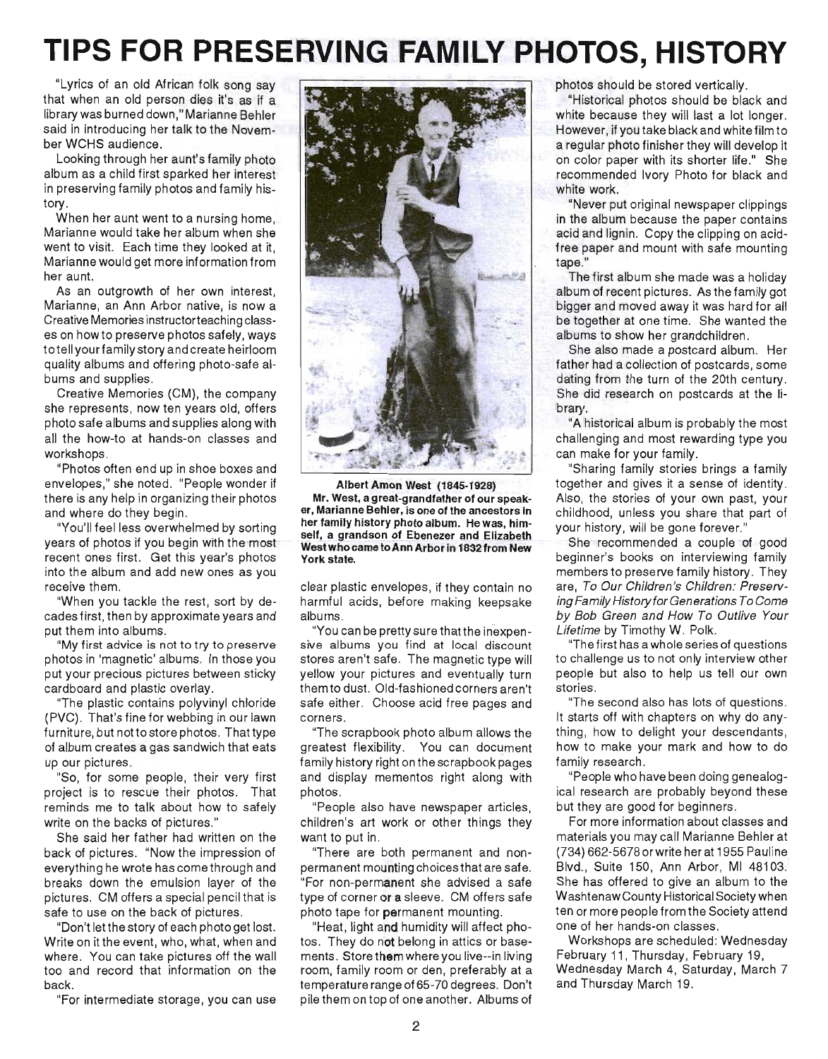# TIPS FOR PRESERVING FAMILY PHOTOS, HISTORY

"Lyrics of an old African folk song say that when an old person dies it's as if a library was burned down," Marianne Behler said in introducing her talk to the November WCHS audience.

Looking through her aunt's family photo album as a child first sparked her interest in preserving family photos and family history.

When her aunt went to a nursing home, Marianne would take her album when she went to visit. Each time they looked at it, Marianne would get more information from her aunt.

As an outgrowth of her own interest, Marianne, an Ann Arbor native, is now a Creative Memories instructor teaching classes on how to preserve photos safely, ways to tell your family story and create heirloom quality albums and offering photo-safe albums and supplies.

Creative Memories (CM), the company she represents, now ten years old, offers photo safe albums and supplies along with all the how-to at hands-on classes and workshops.

"Photos often end up in shoe boxes and envelopes," she noted. "People wonder if there is any help in organizing their photos and where do they begin.

"You'll feel less overwhelmed by sorting years of photos if you begin with the most recent ones first. Get this year's photos into the album and add new ones as you receive them.

"When you tackle the rest, sort by decades first, then by approximate years and put them into albums.

"My first advice is not to try to preserve photos in 'magnetic' albums. In those you put your precious pictures between sticky cardboard and plastic overlay.

"The plastic contains polyvinyl chloride (PVC). That's fine for webbing in our lawn furniture, but not to store photos. That type of album creates a gas sandwich that eats up our pictures.

"So, for some people, their very first project is to rescue their photos. That reminds me to talk about how to safely write on the backs of pictures."

She said her father had written on the back of pictures. "Now the impression of everything he wrote has come through and breaks down the emulsion layer of the pictures. CM offers a special pencil that is safe to use on the back of pictures.

"Don't let the story of each photo get lost. Write on it the event, who, what, when and where. You can take pictures off the wall too and record that information on the back.

"For intermediate storage, you can use clear plastic envelopes, if they contain no harmful acids, before making keepsake albums.

**Albert Amon West (1845-1928)**

**Mr. West, a great-grandfather of our speaker, Marianne Behler, is one of the ancestors in her family history photo album. He was, himself, a grandson of Ebenezer and Elizabeth West who came to Ann Arbor in 1832 from New York state.**

"You can be pretty sure that the inexpensive albums you find at local discount stores aren't safe. The magnetic type will yellow your pictures and eventually turn them to dust. Old-fashioned corners aren't safe either. Choose acid free pages and corners.

"The scrapbook photo album allows the greatest flexibility. You can document family history right on the scrapbook pages and display mementos right along with photos.

"People also have newspaper articles, children's art work or other things they want to put in.

"There are both permanent and non-permanent mounting choices that are safe. "For non-permanent she advised a safe type of corner or a sleeve. CM offers safe photo tape for permanent mounting.

"Heat, light and humidity will affect photos. They do not belong in attics or basements. Store them where you live--in living room, family room or den, preferably at a temperature range of 65-70 degrees. Don't pile them on top of one another. Albums of photos should be stored vertically.

"Historical photos should be black and white because they will last a lot longer. However, if you take black and white film to a regular photo finisher they will develop it on color paper with its shorter life." She recommended Ivory Photo for black and white work.

"Never put original newspaper clippings in the album because the paper contains acid and lignin. Copy the clipping on acid-free paper and mount with safe mounting tape."

The first album she made was a holiday album of recent pictures. As the family got bigger and moved away it was hard for all be together at one time. She wanted the albums to show her grandchildren.

She also made a postcard album. Her father had a collection of postcards, some dating from the turn of the 20th century. She did research on postcards at the library.

"A historical album is probably the most challenging and most rewarding type you can make for your family.

"Sharing family stories brings a family together and gives it a sense of identity. Also, the stories of your own past, your childhood, unless you share that part of your history, will be gone forever."

She recommended a couple of good beginner's books on interviewing family members to preserve family history. They are, *To Our Children's Children: Preserving Family History for Generations To Come* by Bob Green and *How To Outlive Your Lifetime* by Timothy W. Polk.

"The first has a whole series of questions to challenge us to not only interview other people but also to help us tell our own stories.

"The second also has lots of questions. It starts off with chapters on why do anything, how to delight your descendants, how to make your mark and how to do family research.

"People who have been doing genealogical research are probably beyond these but they are good for beginners.

For more information about classes and materials you may call Marianne Behler at (734) 662-5678 or write her at 1955 Pauline Blvd., Suite 150, Ann Arbor, MI 48103. She has offered to give an album to the Washtenaw County Historical Society when ten or more people from the Society attend one of her hands-on classes.

Workshops are scheduled: Wednesday February 11, Thursday, February 19, Wednesday March 4, Saturday, March 7 and Thursday March 19.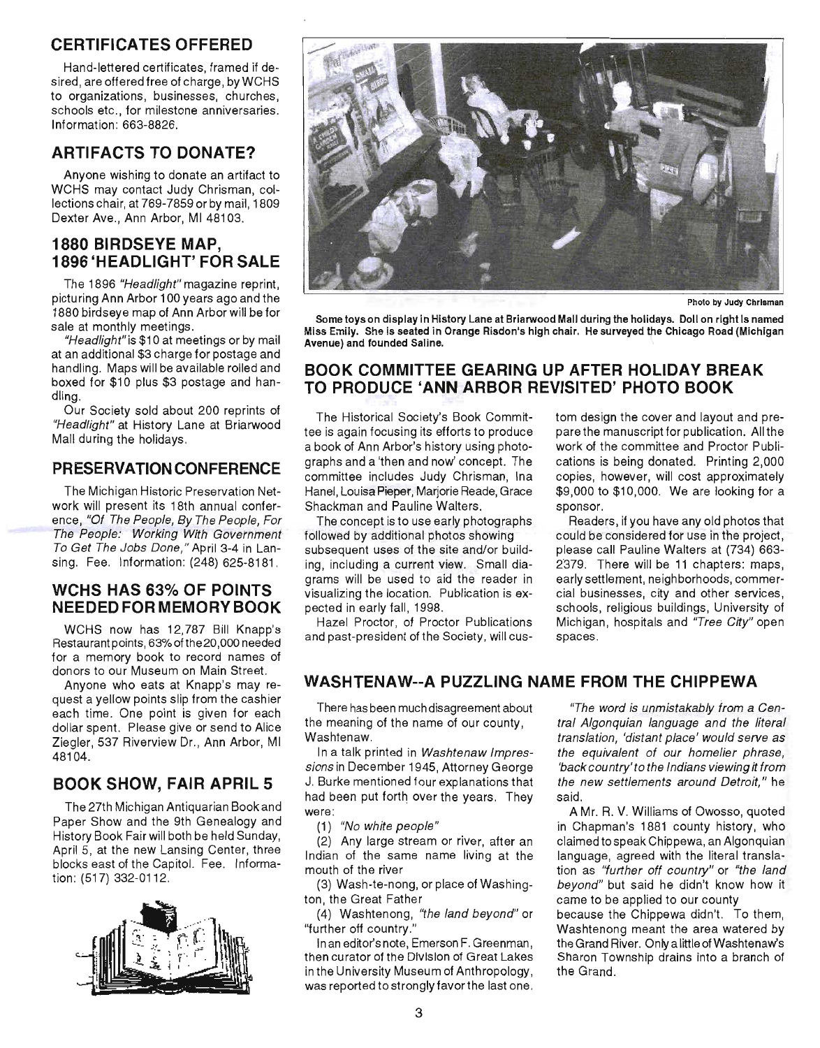## CERTIFICATES OFFERED

Hand-lettered certificates, framed if desired, are offered free of charge, by WCHS to organizations, businesses, churches, schools etc., for milestone anniversaries. Information: 663-8826.

## ARTIFACTS TO DONATE?

Anyone wishing to donate an artifact to WCHS may contact Judy Chrisman, collections chair, at 769-7859 or by mail, 1809 Dexter Ave., Ann Arbor, MI 48103.

## 1880 BIRDSEYE MAP, 1896 'HEADLIGHT' FOR SALE

The 1896 *"Headlight"* magazine reprint, picturing Ann Arbor 100 years ago and the 1880 birdseye map of Ann Arbor will be for sale at monthly meetings.

*"Headlight"* is $10 at meetings or by mail at an additional $3 charge for postage and handling. Maps will be available rolled and boxed for $10 plus $3 postage and handling.

Our Society sold about 200 reprints of *"Headlight"* at History Lane at Briarwood Mall during the holidays.

## PRESERVATION CONFERENCE

The Michigan Historic Preservation Network will present its 18th annual conference, *"Of The People, By The People, For The People: Working With Government To Get The Jobs Done,"* April 3-4 in Lansing. Fee. Information: (248) 625-8181.

## WCHS HAS 63% OF POINTS NEEDED FOR MEMORY BOOK

WCHS now has 12,787 Bill Knapp's Restaurant points, 63% of the 20,000 needed for a memory book to record names of donors to our Museum on Main Street.

Anyone who eats at Knapp's may request a yellow points slip from the cashier each time. One point is given for each dollar spent. Please give or send to Alice Ziegler, 537 Riverview Dr., Ann Arbor, MI 48104.

## BOOK SHOW, FAIR APRIL 5

The 27th Michigan Antiquarian Book and Paper Show and the 9th Genealogy and History Book Fair will both be held Sunday, April 5, at the new Lansing Center, three blocks east of the Capitol. Fee. Information: (517) 332-0112.

Photo by Judy Chrisman

**Some toys on display in History Lane at Briarwood Mall during the holidays. Doll on right is named Miss Emily. She is seated in Orange Risdon's high chair. He surveyed the Chicago Road (Michigan Avenue) and founded Saline.**

## BOOK COMMITTEE GEARING UP AFTER HOLIDAY BREAK TO PRODUCE 'ANN ARBOR REVISITED' PHOTO BOOK

The Historical Society's Book Committee is again focusing its efforts to produce a book of Ann Arbor's history using photographs and a 'then and now' concept. The committee includes Judy Chrisman, Ina Hanel, Louisa Pieper, Marjorie Reade, Grace Shackman and Pauline Walters.

The concept is to use early photographs followed by additional photos showing subsequent uses of the site and/or building, including a current view. Small diagrams will be used to aid the reader in visualizing the location. Publication is expected in early fall, 1998.

Hazel Proctor, of Proctor Publications and past-president of the Society, will custom design the cover and layout and prepare the manuscript for publication. All the work of the committee and Proctor Publications is being donated. Printing 2,000 copies, however, will cost approximately $9,000 to $10,000. We are looking for a sponsor.

Readers, if you have any old photos that could be considered for use in the project, please call Pauline Walters at (734) 663-2379. There will be 11 chapters: maps, early settlement, neighborhoods, commercial businesses, city and other services, schools, religious buildings, University of Michigan, hospitals and *"Tree City"* open spaces.

## WASHTENAW--A PUZZLING NAME FROM THE CHIPPEWA

There has been much disagreement about the meaning of the name of our county, Washtenaw.

In a talk printed in *Washtenaw Impressions* in December 1945, Attorney George J. Burke mentioned four explanations that had been put forth over the years. They were:

(1) *"No white people"*

(2) Any large stream or river, after an Indian of the same name living at the mouth of the river

(3) Wash-te-nong, or place of Washington, the Great Father

(4) Washtenong, *"the land beyond"* or "further off country."

In an editor's note, Emerson F. Greenman, then curator of the Division of Great Lakes in the University Museum of Anthropology, was reported to strongly favor the last one.

*"The word is unmistakably from a Central Algonquian language and the literal translation, 'distant place' would serve as the equivalent of our homelier phrase, 'back country' to the Indians viewing it from the new settlements around Detroit,"* he said.

A Mr. R. V. Williams of Owosso, quoted in Chapman's 1881 county history, who claimed to speak Chippewa, an Algonquian language, agreed with the literal translation as *"further off country"* or *"the land beyond"* but said he didn't know how it came to be applied to our county because the Chippewa didn't. To them, Washtenong meant the area watered by the Grand River. Only a little of Washtenaw's Sharon Township drains into a branch of the Grand.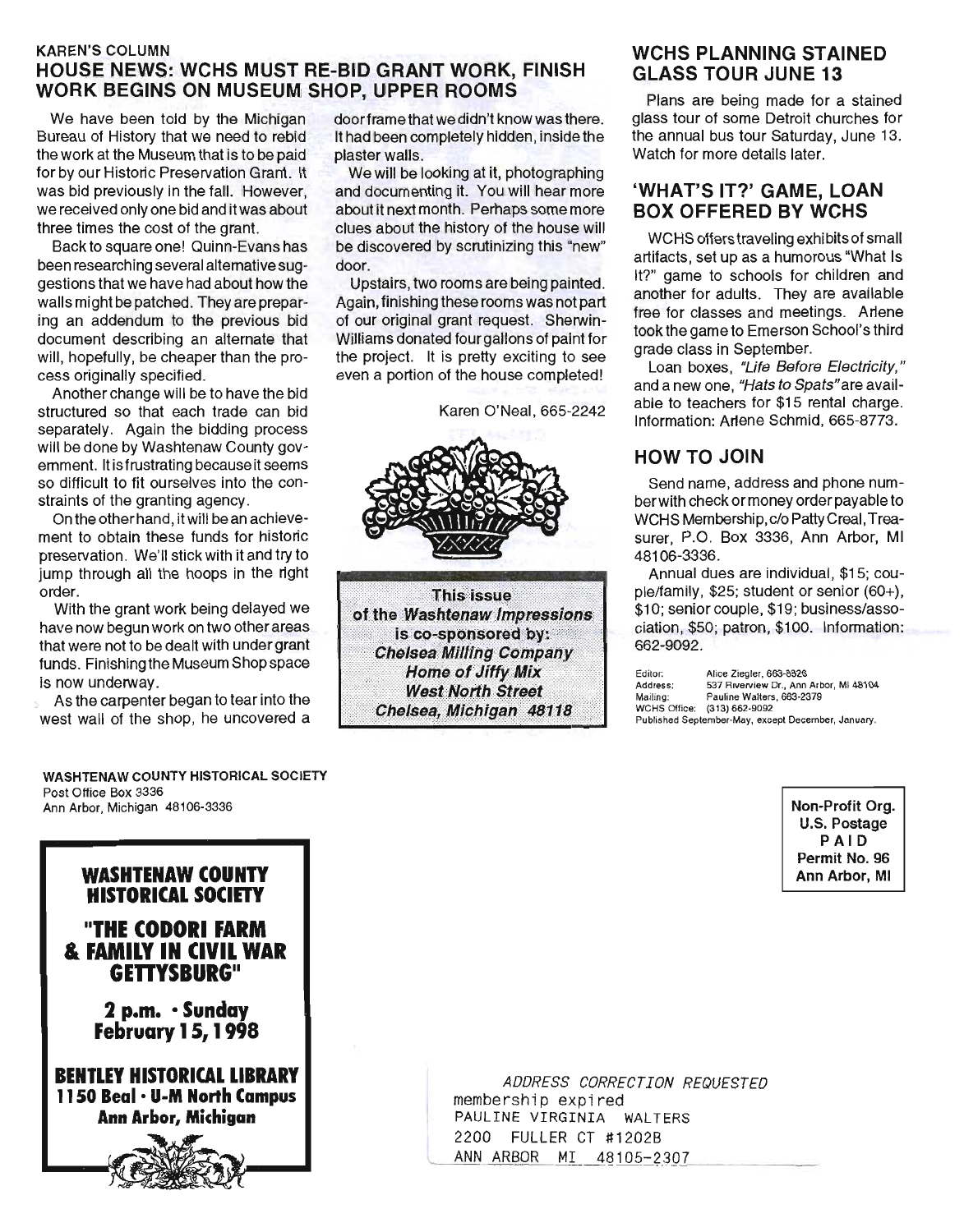KAREN'S COLUMN

## HOUSE NEWS: WCHS MUST RE-BID GRANT WORK, FINISH WORK BEGINS ON MUSEUM SHOP, UPPER ROOMS

We have been told by the Michigan Bureau of History that we need to rebid the work at the Museum that is to be paid for by our Historic Preservation Grant. It was bid previously in the fall. However, we received only one bid and it was about three times the cost of the grant.

Back to square one! Quinn-Evans has been researching several alternative suggestions that we have had about how the walls might be patched. They are preparing an addendum to the previous bid document describing an alternate that will, hopefully, be cheaper than the process originally specified.

Another change will be to have the bid structured so that each trade can bid separately. Again the bidding process will be done by Washtenaw County government. It is frustrating because it seems so difficult to fit ourselves into the constraints of the granting agency.

On the other hand, it will be an achievement to obtain these funds for historic preservation. We'll stick with it and try to jump through all the hoops in the right order.

With the grant work being delayed we have now begun work on two other areas that were not to be dealt with under grant funds. Finishing the Museum Shop space is now underway.

As the carpenter began to tear into the west wall of the shop, he uncovered a door frame that we didn't know was there. It had been completely hidden, inside the plaster walls.

We will be looking at it, photographing and documenting it. You will hear more about it next month. Perhaps some more clues about the history of the house will be discovered by scrutinizing this "new" door.

Upstairs, two rooms are being painted. Again, finishing these rooms was not part of our original grant request. Sherwin-Williams donated four gallons of paint for the project. It is pretty exciting to see even a portion of the house completed!

Karen O'Neal, 665-2242

**This issue of the *Washtenaw Impressions* is co-sponsored by:**
***Chelsea Milling Company***
***Home of Jiffy Mix***
***West North Street***
***Chelsea, Michigan 48118***

## WCHS PLANNING STAINED GLASS TOUR JUNE 13

Plans are being made for a stained glass tour of some Detroit churches for the annual bus tour Saturday, June 13. Watch for more details later.

## 'WHAT'S IT?' GAME, LOAN BOX OFFERED BY WCHS

WCHS offers traveling exhibits of small artifacts, set up as a humorous "What Is It?" game to schools for children and another for adults. They are available free for classes and meetings. Arlene took the game to Emerson School's third grade class in September.

Loan boxes, *"Life Before Electricity,"* and a new one, *"Hats to Spats"* are available to teachers for $15 rental charge. Information: Arlene Schmid, 665-8773.

## HOW TO JOIN

Send name, address and phone number with check or money order payable to WCHS Membership, c/o Patty Creal, Treasurer, P.O. Box 3336, Ann Arbor, MI 48106-3336.

Annual dues are individual, $15; couple/family, $25; student or senior (60+), $10; senior couple, $19; business/association, $50; patron, $100. Information: 662-9092.

Editor: Alice Ziegler, 663-8826
Address: 537 Riverview Dr., Ann Arbor, MI 48104
Mailing: Pauline Walters, 663-2379
WCHS Office: (313) 662-9092
Published September-May, except December, January.

**WASHTENAW COUNTY HISTORICAL SOCIETY**
Post Office Box 3336
Ann Arbor, Michigan 48106-3336

Non-Profit Org.
U.S. Postage
PAID
Permit No. 96
Ann Arbor, MI

**WASHTENAW COUNTY HISTORICAL SOCIETY**

**"THE CODORI FARM & FAMILY IN CIVIL WAR GETTYSBURG"**

**2 p.m. • Sunday February 15, 1998**

**BENTLEY HISTORICAL LIBRARY**
**1150 Beal • U-M North Campus**
**Ann Arbor, Michigan**

*ADDRESS CORRECTION REQUESTED*
membership expired
PAULINE VIRGINIA WALTERS
2200 FULLER CT #1202B
ANN ARBOR MI 48105-2307